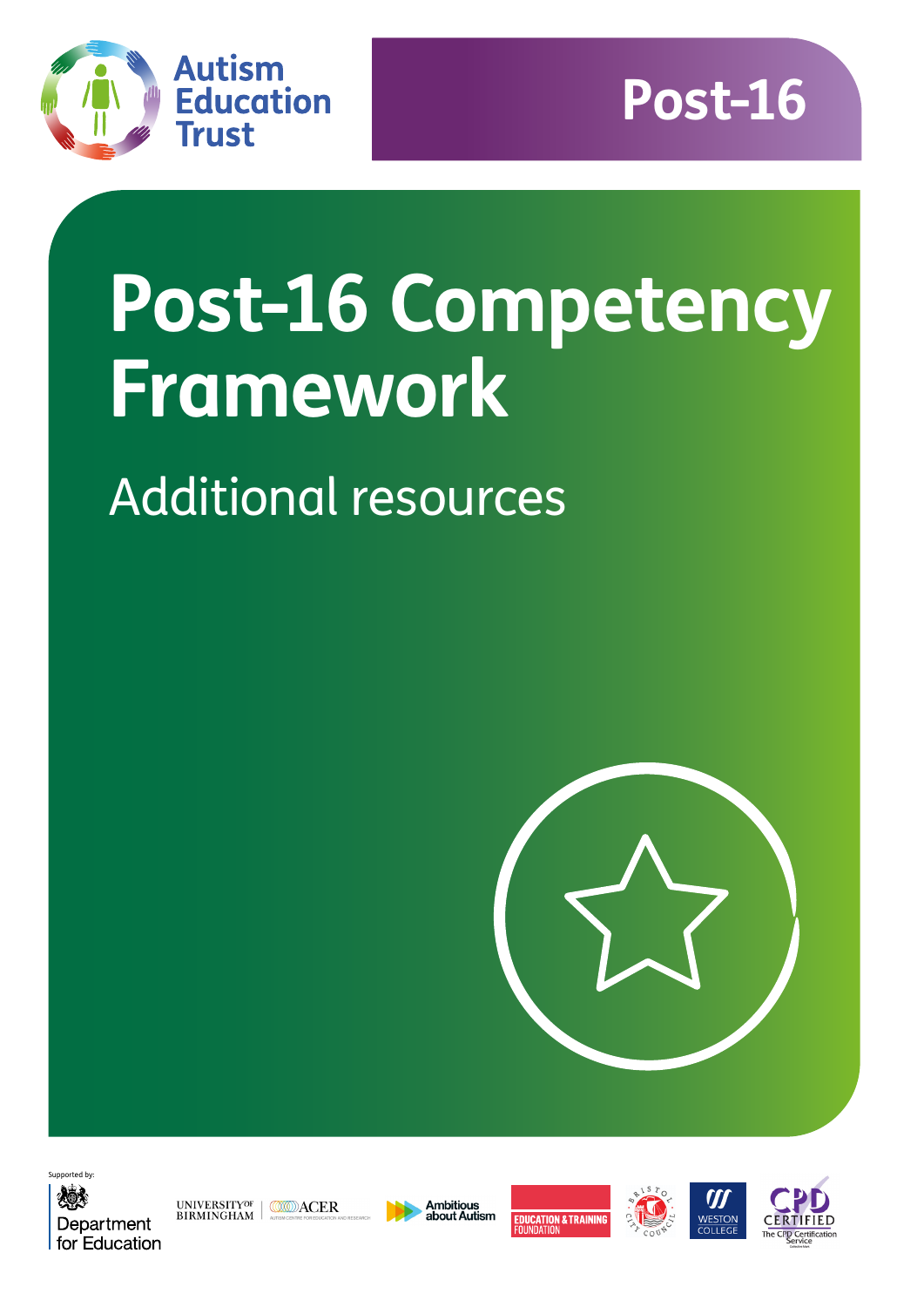Autism Education Trust

Post-16

# Post-16 Competency Framework

## Additional resources

Supported by:

Department for Education

University of Birmingham | ACER Autism Centre for Education and Research

Ambitious about Autism

Education & Training Foundation

Bristol City Council

Weston College

CPD Certified The CPD Certification Service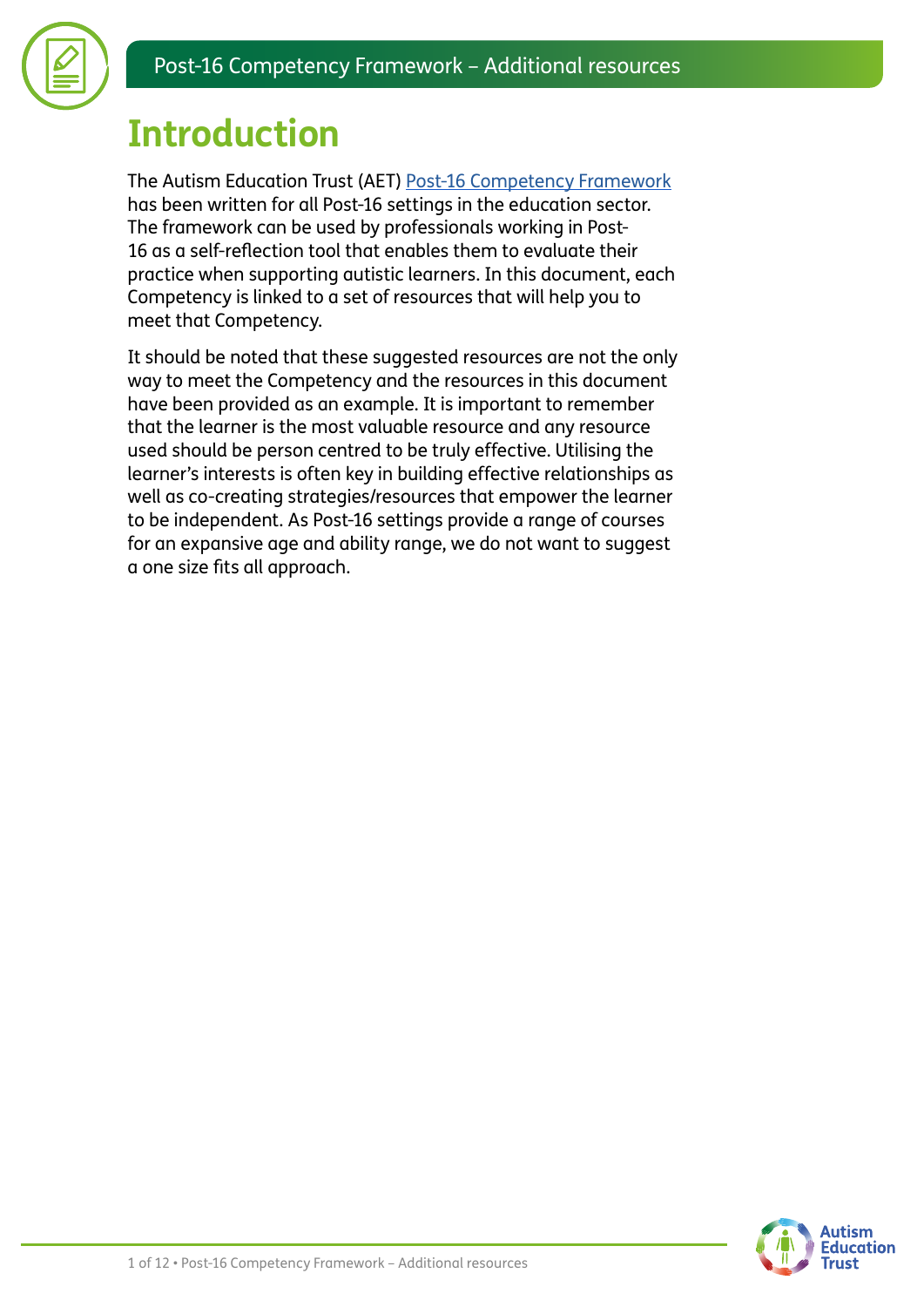# Introduction

The Autism Education Trust (AET) Post-16 Competency Framework has been written for all Post-16 settings in the education sector. The framework can be used by professionals working in Post-16 as a self-reflection tool that enables them to evaluate their practice when supporting autistic learners. In this document, each Competency is linked to a set of resources that will help you to meet that Competency.

It should be noted that these suggested resources are not the only way to meet the Competency and the resources in this document have been provided as an example. It is important to remember that the learner is the most valuable resource and any resource used should be person centred to be truly effective. Utilising the learner's interests is often key in building effective relationships as well as co-creating strategies/resources that empower the learner to be independent. As Post-16 settings provide a range of courses for an expansive age and ability range, we do not want to suggest a one size fits all approach.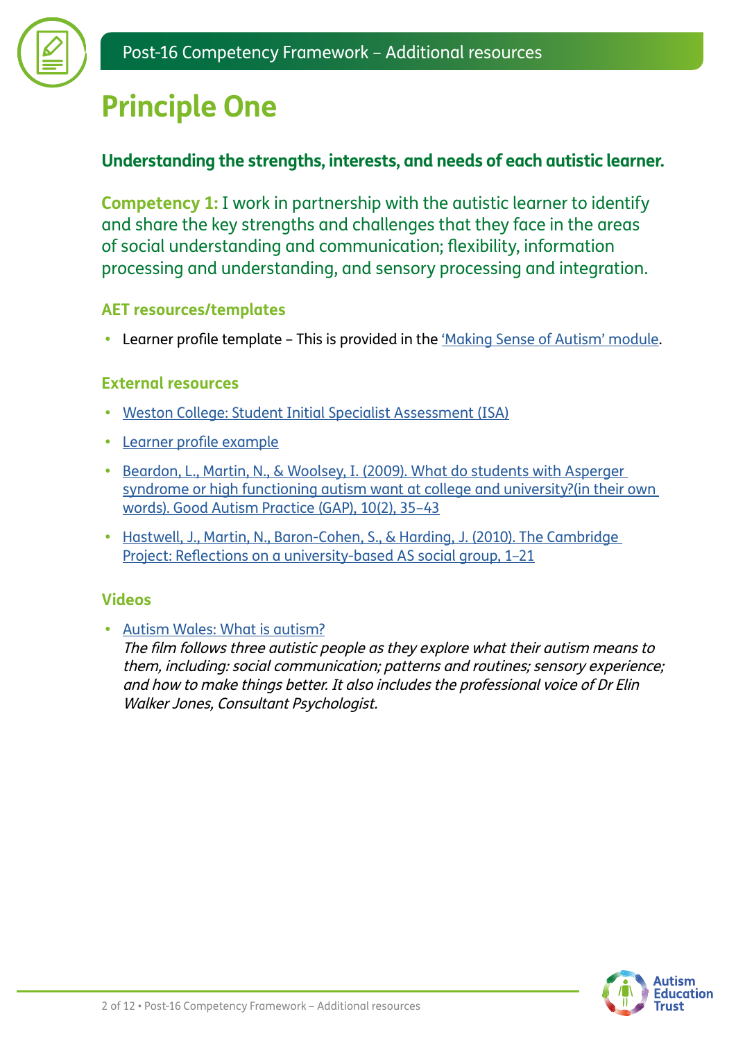# Principle One

**Understanding the strengths, interests, and needs of each autistic learner.**

**Competency 1:** I work in partnership with the autistic learner to identify and share the key strengths and challenges that they face in the areas of social understanding and communication; flexibility, information processing and understanding, and sensory processing and integration.

### AET resources/templates

- Learner profile template – This is provided in the 'Making Sense of Autism' module.

### External resources

- Weston College: Student Initial Specialist Assessment (ISA)
- Learner profile example
- Beardon, L., Martin, N., & Woolsey, I. (2009). What do students with Asperger syndrome or high functioning autism want at college and university?(in their own words). Good Autism Practice (GAP), 10(2), 35–43
- Hastwell, J., Martin, N., Baron-Cohen, S., & Harding, J. (2010). The Cambridge Project: Reflections on a university-based AS social group, 1–21

### Videos

- Autism Wales: What is autism?
  *The film follows three autistic people as they explore what their autism means to them, including: social communication; patterns and routines; sensory experience; and how to make things better. It also includes the professional voice of Dr Elin Walker Jones, Consultant Psychologist.*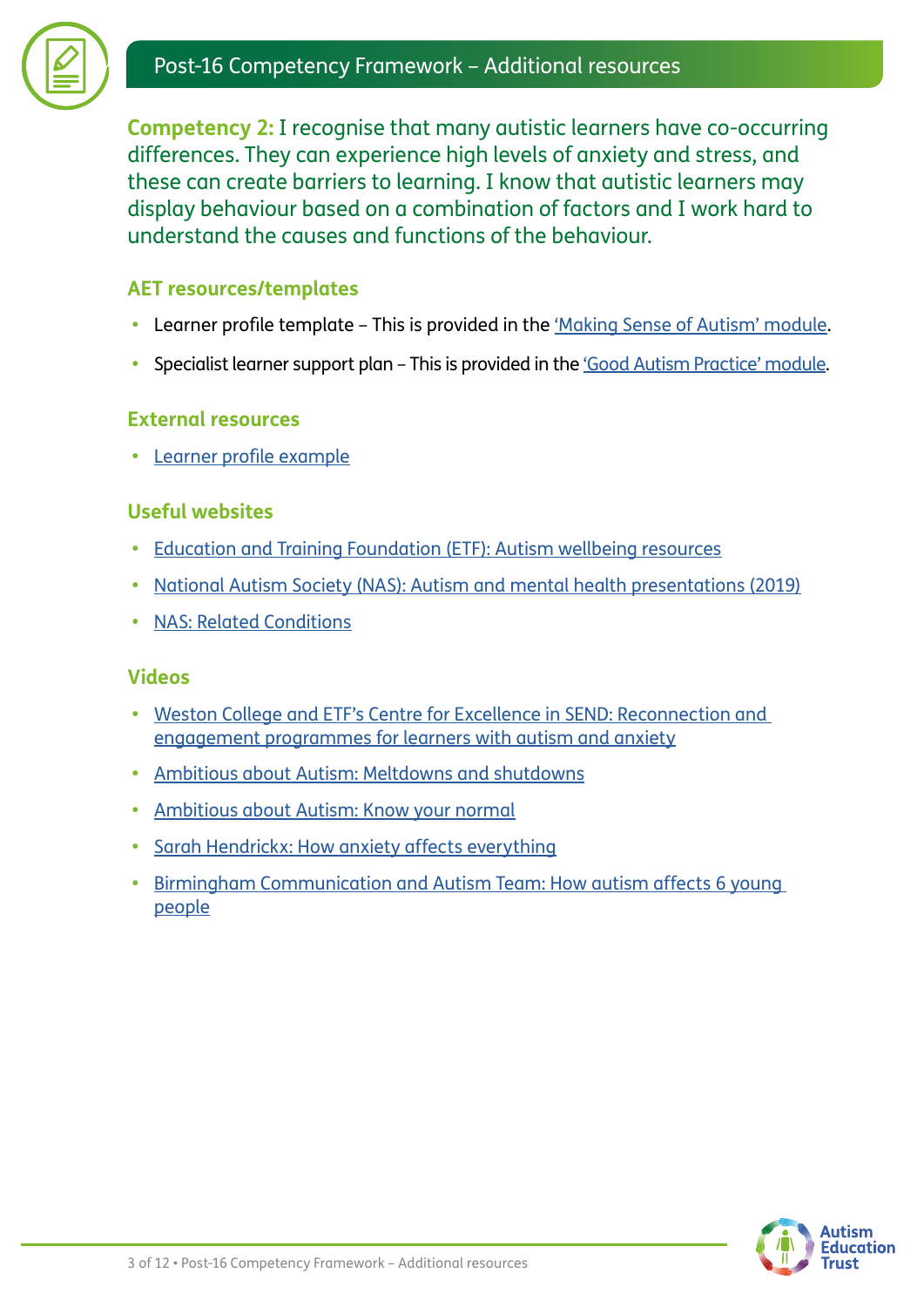**Competency 2:** I recognise that many autistic learners have co-occurring differences. They can experience high levels of anxiety and stress, and these can create barriers to learning. I know that autistic learners may display behaviour based on a combination of factors and I work hard to understand the causes and functions of the behaviour.

### AET resources/templates

- Learner profile template – This is provided in the 'Making Sense of Autism' module.
- Specialist learner support plan – This is provided in the 'Good Autism Practice' module.

### External resources

- Learner profile example

### Useful websites

- Education and Training Foundation (ETF): Autism wellbeing resources
- National Autism Society (NAS): Autism and mental health presentations (2019)
- NAS: Related Conditions

### Videos

- Weston College and ETF's Centre for Excellence in SEND: Reconnection and engagement programmes for learners with autism and anxiety
- Ambitious about Autism: Meltdowns and shutdowns
- Ambitious about Autism: Know your normal
- Sarah Hendrickx: How anxiety affects everything
- Birmingham Communication and Autism Team: How autism affects 6 young people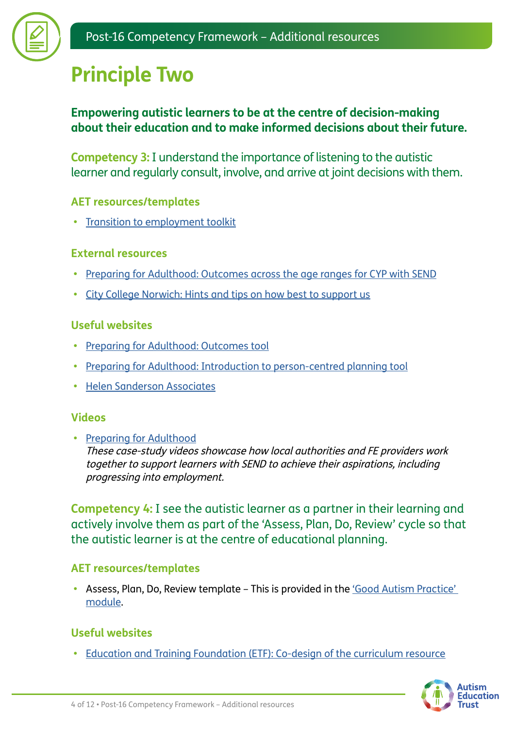# Principle Two

**Empowering autistic learners to be at the centre of decision-making about their education and to make informed decisions about their future.**

**Competency 3:** I understand the importance of listening to the autistic learner and regularly consult, involve, and arrive at joint decisions with them.

### AET resources/templates

- Transition to employment toolkit

### External resources

- Preparing for Adulthood: Outcomes across the age ranges for CYP with SEND
- City College Norwich: Hints and tips on how best to support us

### Useful websites

- Preparing for Adulthood: Outcomes tool
- Preparing for Adulthood: Introduction to person-centred planning tool
- Helen Sanderson Associates

### Videos

- Preparing for Adulthood
  *These case-study videos showcase how local authorities and FE providers work together to support learners with SEND to achieve their aspirations, including progressing into employment.*

**Competency 4:** I see the autistic learner as a partner in their learning and actively involve them as part of the 'Assess, Plan, Do, Review' cycle so that the autistic learner is at the centre of educational planning.

### AET resources/templates

- Assess, Plan, Do, Review template – This is provided in the 'Good Autism Practice' module.

### Useful websites

- Education and Training Foundation (ETF): Co-design of the curriculum resource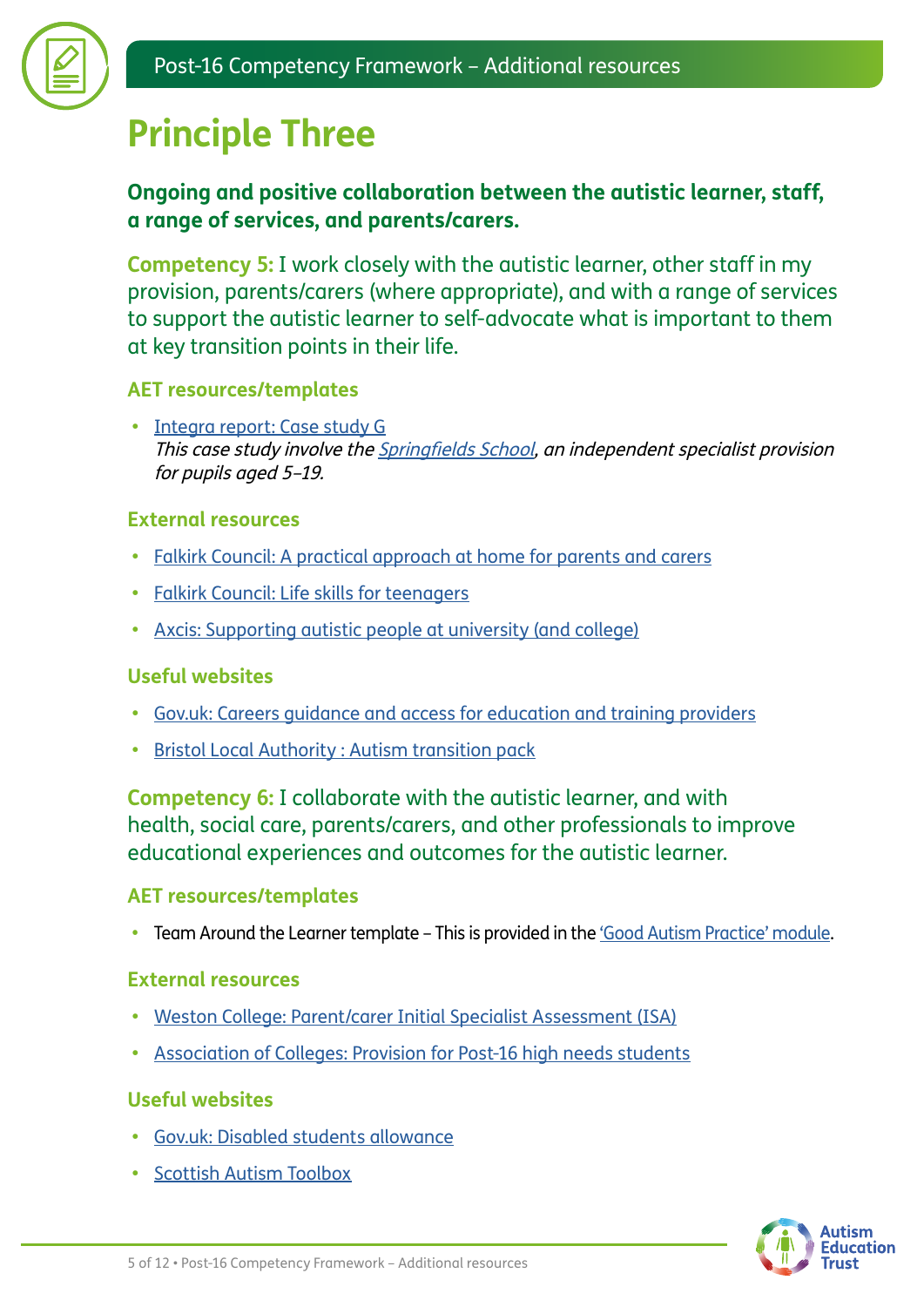# Principle Three

**Ongoing and positive collaboration between the autistic learner, staff, a range of services, and parents/carers.**

**Competency 5:** I work closely with the autistic learner, other staff in my provision, parents/carers (where appropriate), and with a range of services to support the autistic learner to self-advocate what is important to them at key transition points in their life.

### AET resources/templates

- Integra report: Case study G
  *This case study involve the Springfields School, an independent specialist provision for pupils aged 5–19.*

### External resources

- Falkirk Council: A practical approach at home for parents and carers
- Falkirk Council: Life skills for teenagers
- Axcis: Supporting autistic people at university (and college)

### Useful websites

- Gov.uk: Careers guidance and access for education and training providers
- Bristol Local Authority : Autism transition pack

**Competency 6:** I collaborate with the autistic learner, and with health, social care, parents/carers, and other professionals to improve educational experiences and outcomes for the autistic learner.

### AET resources/templates

- Team Around the Learner template – This is provided in the 'Good Autism Practice' module.

### External resources

- Weston College: Parent/carer Initial Specialist Assessment (ISA)
- Association of Colleges: Provision for Post-16 high needs students

### Useful websites

- Gov.uk: Disabled students allowance
- Scottish Autism Toolbox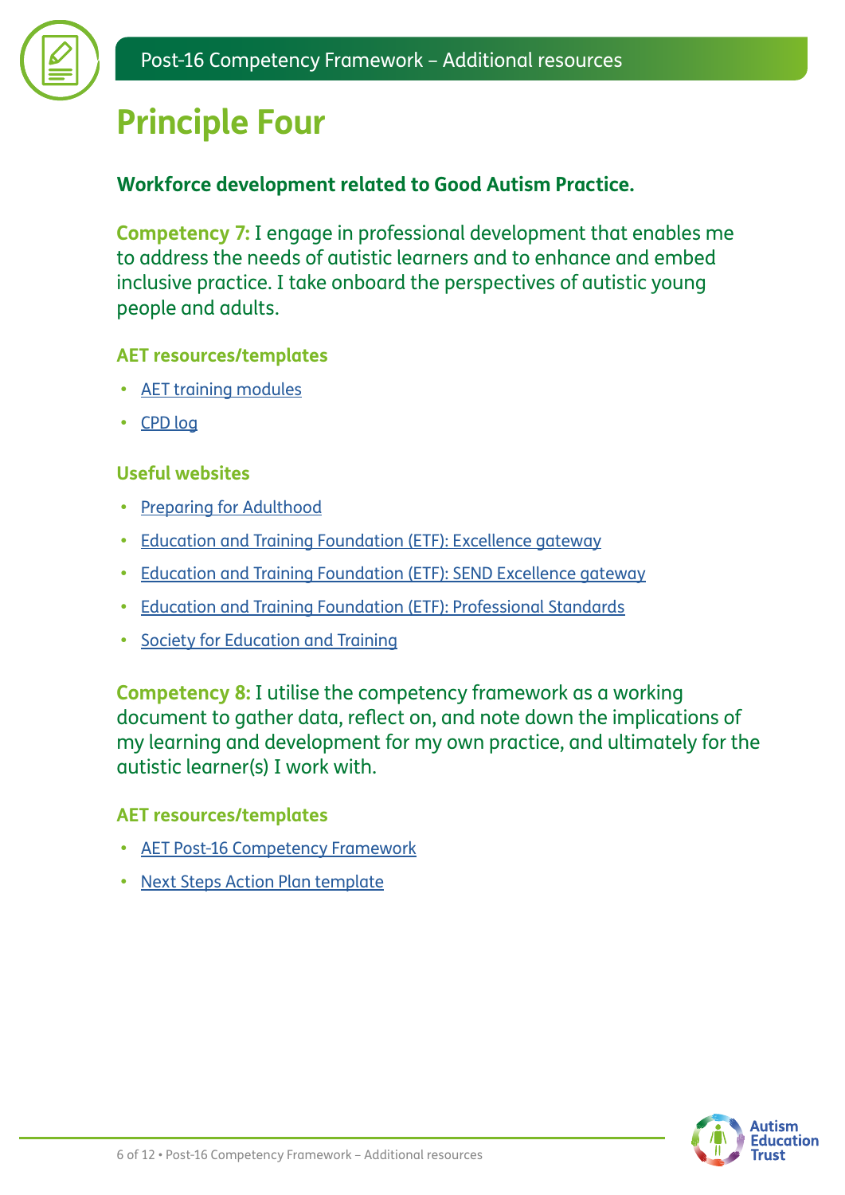# Principle Four

**Workforce development related to Good Autism Practice.**

**Competency 7:** I engage in professional development that enables me to address the needs of autistic learners and to enhance and embed inclusive practice. I take onboard the perspectives of autistic young people and adults.

### AET resources/templates

- AET training modules
- CPD log

### Useful websites

- Preparing for Adulthood
- Education and Training Foundation (ETF): Excellence gateway
- Education and Training Foundation (ETF): SEND Excellence gateway
- Education and Training Foundation (ETF): Professional Standards
- Society for Education and Training

**Competency 8:** I utilise the competency framework as a working document to gather data, reflect on, and note down the implications of my learning and development for my own practice, and ultimately for the autistic learner(s) I work with.

### AET resources/templates

- AET Post-16 Competency Framework
- Next Steps Action Plan template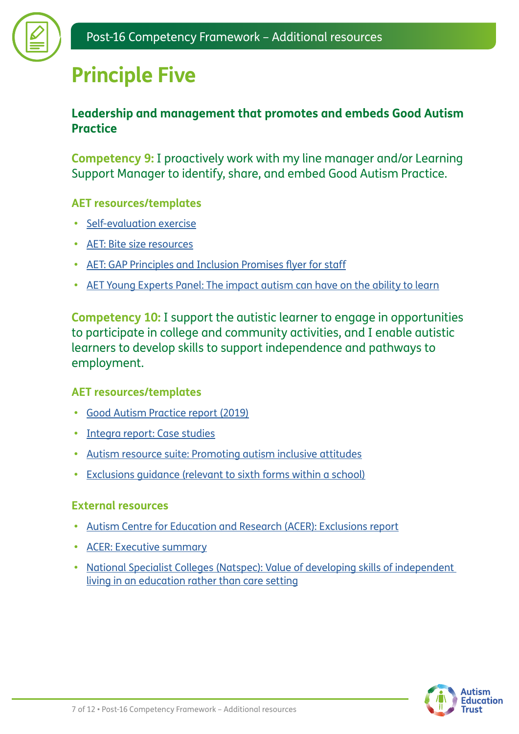# Principle Five

## Leadership and management that promotes and embeds Good Autism Practice

**Competency 9:** I proactively work with my line manager and/or Learning Support Manager to identify, share, and embed Good Autism Practice.

### AET resources/templates

- Self-evaluation exercise
- AET: Bite size resources
- AET: GAP Principles and Inclusion Promises flyer for staff
- AET Young Experts Panel: The impact autism can have on the ability to learn

**Competency 10:** I support the autistic learner to engage in opportunities to participate in college and community activities, and I enable autistic learners to develop skills to support independence and pathways to employment.

### AET resources/templates

- Good Autism Practice report (2019)
- Integra report: Case studies
- Autism resource suite: Promoting autism inclusive attitudes
- Exclusions guidance (relevant to sixth forms within a school)

### External resources

- Autism Centre for Education and Research (ACER): Exclusions report
- ACER: Executive summary
- National Specialist Colleges (Natspec): Value of developing skills of independent living in an education rather than care setting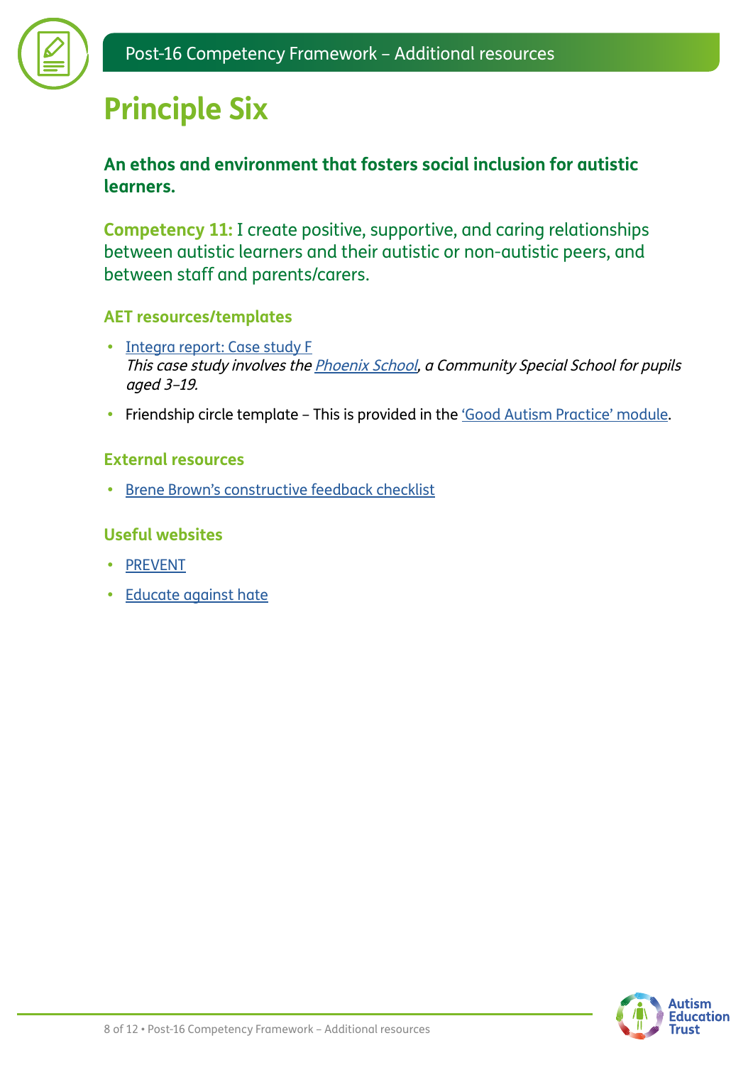# Principle Six

**An ethos and environment that fosters social inclusion for autistic learners.**

**Competency 11:** I create positive, supportive, and caring relationships between autistic learners and their autistic or non-autistic peers, and between staff and parents/carers.

### AET resources/templates

- Integra report: Case study F
  *This case study involves the Phoenix School, a Community Special School for pupils aged 3–19.*
- Friendship circle template – This is provided in the 'Good Autism Practice' module.

### External resources

- Brene Brown's constructive feedback checklist

### Useful websites

- PREVENT
- Educate against hate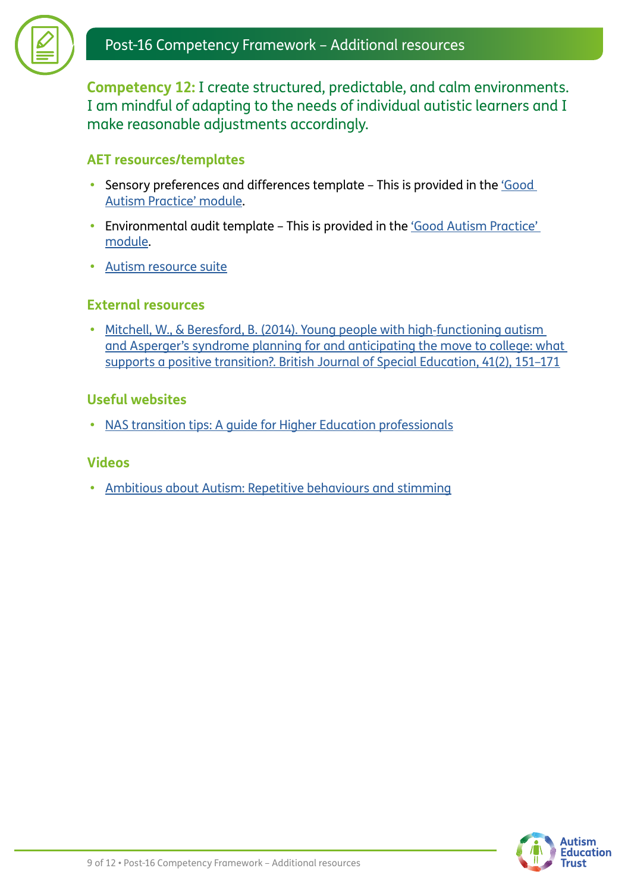**Competency 12:** I create structured, predictable, and calm environments. I am mindful of adapting to the needs of individual autistic learners and I make reasonable adjustments accordingly.

### AET resources/templates

- Sensory preferences and differences template – This is provided in the 'Good Autism Practice' module.
- Environmental audit template – This is provided in the 'Good Autism Practice' module.
- Autism resource suite

### External resources

- Mitchell, W., & Beresford, B. (2014). Young people with high-functioning autism and Asperger's syndrome planning for and anticipating the move to college: what supports a positive transition?. British Journal of Special Education, 41(2), 151–171

### Useful websites

- NAS transition tips: A guide for Higher Education professionals

### Videos

- Ambitious about Autism: Repetitive behaviours and stimming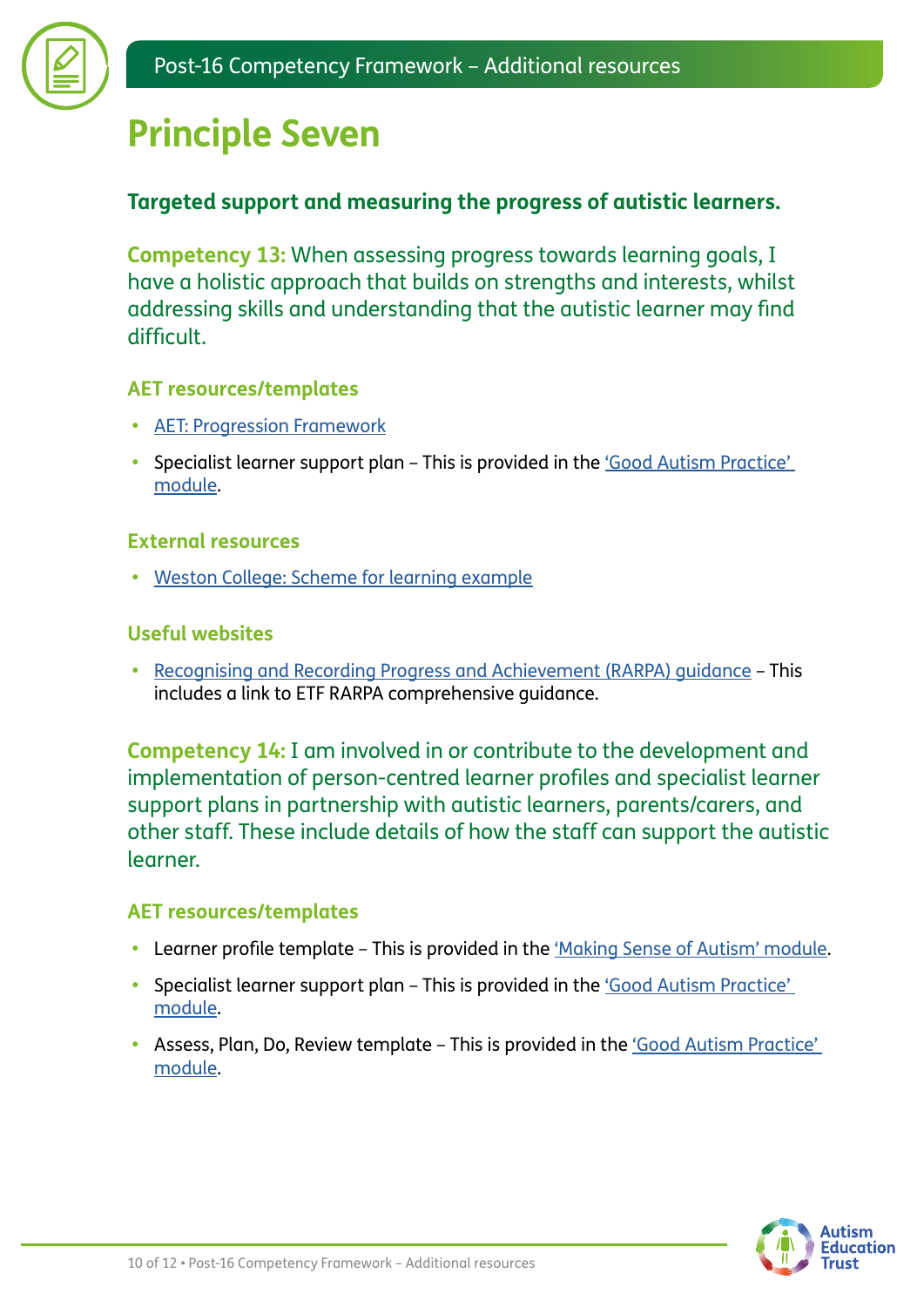# Principle Seven

**Targeted support and measuring the progress of autistic learners.**

**Competency 13:** When assessing progress towards learning goals, I have a holistic approach that builds on strengths and interests, whilst addressing skills and understanding that the autistic learner may find difficult.

### AET resources/templates

- AET: Progression Framework
- Specialist learner support plan – This is provided in the 'Good Autism Practice' module.

### External resources

- Weston College: Scheme for learning example

### Useful websites

- Recognising and Recording Progress and Achievement (RARPA) guidance – This includes a link to ETF RARPA comprehensive guidance.

**Competency 14:** I am involved in or contribute to the development and implementation of person-centred learner profiles and specialist learner support plans in partnership with autistic learners, parents/carers, and other staff. These include details of how the staff can support the autistic learner.

### AET resources/templates

- Learner profile template – This is provided in the 'Making Sense of Autism' module.
- Specialist learner support plan – This is provided in the 'Good Autism Practice' module.
- Assess, Plan, Do, Review template – This is provided in the 'Good Autism Practice' module.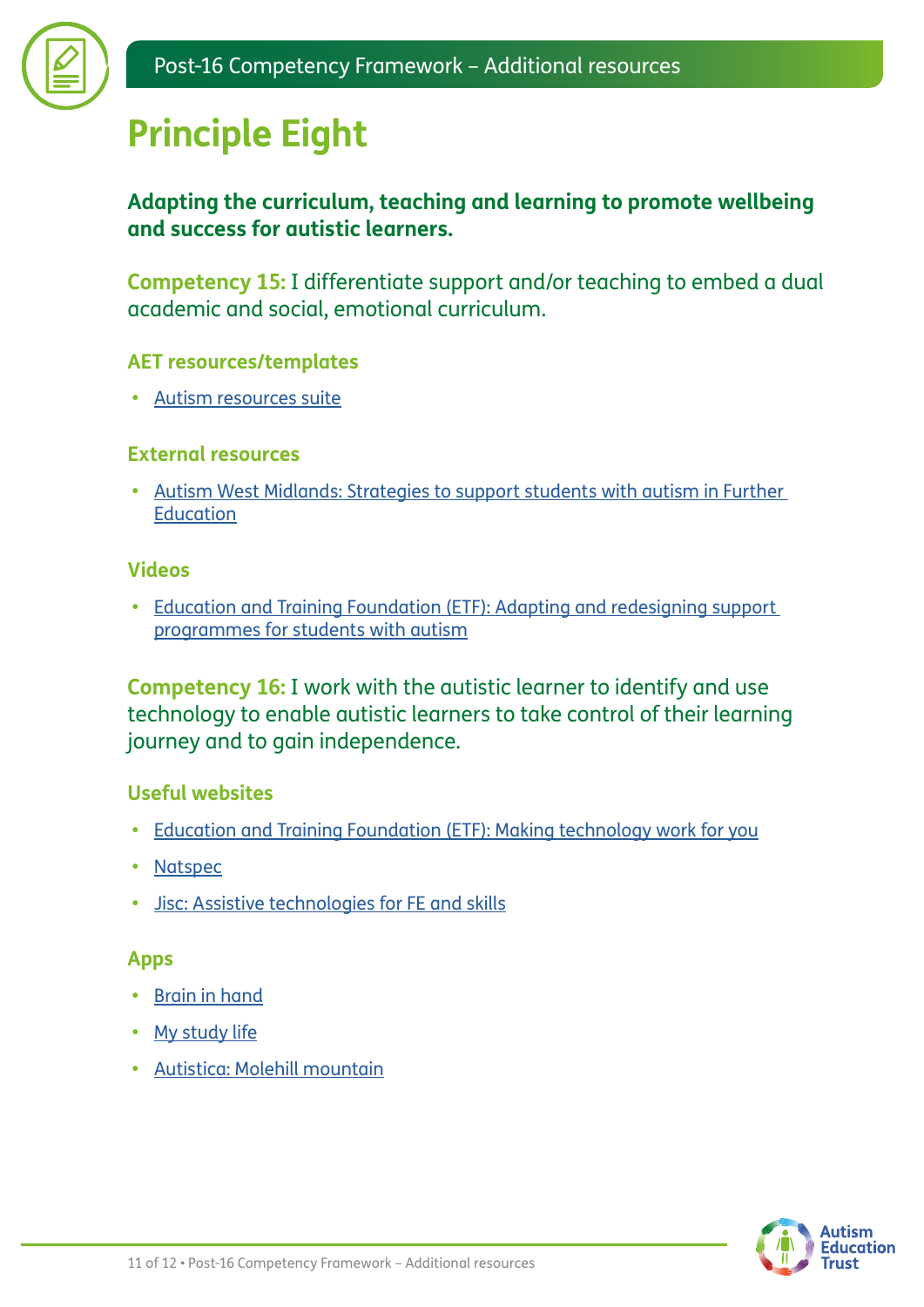# Principle Eight

**Adapting the curriculum, teaching and learning to promote wellbeing and success for autistic learners.**

**Competency 15:** I differentiate support and/or teaching to embed a dual academic and social, emotional curriculum.

### AET resources/templates

- Autism resources suite

### External resources

- Autism West Midlands: Strategies to support students with autism in Further Education

### Videos

- Education and Training Foundation (ETF): Adapting and redesigning support programmes for students with autism

**Competency 16:** I work with the autistic learner to identify and use technology to enable autistic learners to take control of their learning journey and to gain independence.

### Useful websites

- Education and Training Foundation (ETF): Making technology work for you
- Natspec
- Jisc: Assistive technologies for FE and skills

### Apps

- Brain in hand
- My study life
- Autistica: Molehill mountain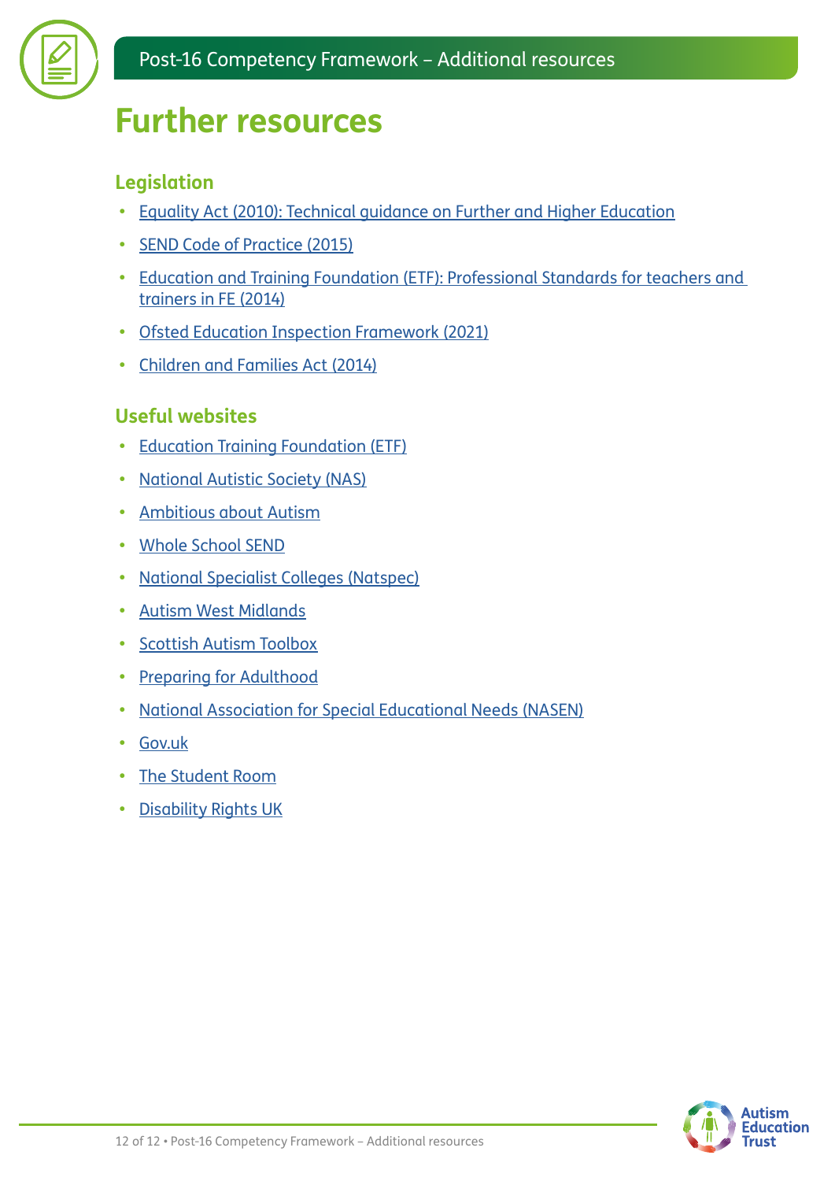# Further resources

## Legislation

- Equality Act (2010): Technical guidance on Further and Higher Education
- SEND Code of Practice (2015)
- Education and Training Foundation (ETF): Professional Standards for teachers and trainers in FE (2014)
- Ofsted Education Inspection Framework (2021)
- Children and Families Act (2014)

## Useful websites

- Education Training Foundation (ETF)
- National Autistic Society (NAS)
- Ambitious about Autism
- Whole School SEND
- National Specialist Colleges (Natspec)
- Autism West Midlands
- Scottish Autism Toolbox
- Preparing for Adulthood
- National Association for Special Educational Needs (NASEN)
- Gov.uk
- The Student Room
- Disability Rights UK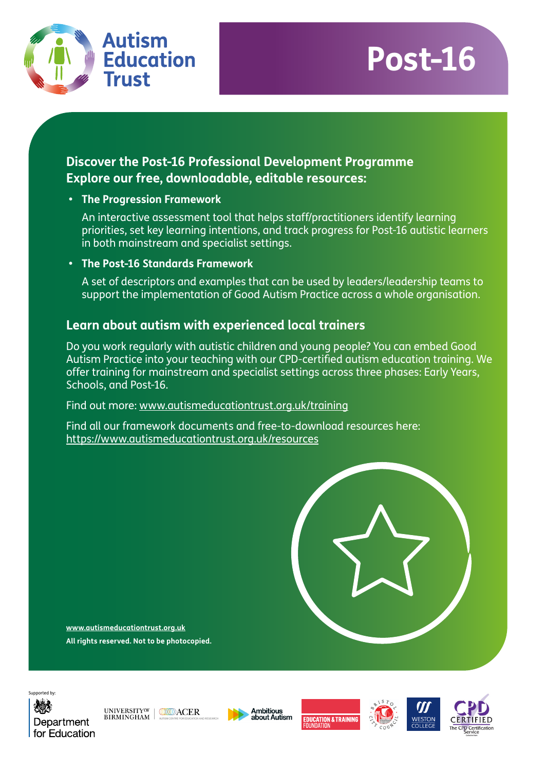Autism Education Trust

# Post-16

## Discover the Post-16 Professional Development Programme
## Explore our free, downloadable, editable resources:

- **The Progression Framework**

  An interactive assessment tool that helps staff/practitioners identify learning priorities, set key learning intentions, and track progress for Post-16 autistic learners in both mainstream and specialist settings.

- **The Post-16 Standards Framework**

  A set of descriptors and examples that can be used by leaders/leadership teams to support the implementation of Good Autism Practice across a whole organisation.

## Learn about autism with experienced local trainers

Do you work regularly with autistic children and young people? You can embed Good Autism Practice into your teaching with our CPD-certified autism education training. We offer training for mainstream and specialist settings across three phases: Early Years, Schools, and Post-16.

Find out more: www.autismeducationtrust.org.uk/training

Find all our framework documents and free-to-download resources here: https://www.autismeducationtrust.org.uk/resources

**www.autismeducationtrust.org.uk**

**All rights reserved. Not to be photocopied.**

Supported by:

Department for Education

University of Birmingham | ACER

Ambitious about Autism

Education & Training Foundation

Bristol City Council

Weston College

CPD Certified The CPD Certification Service